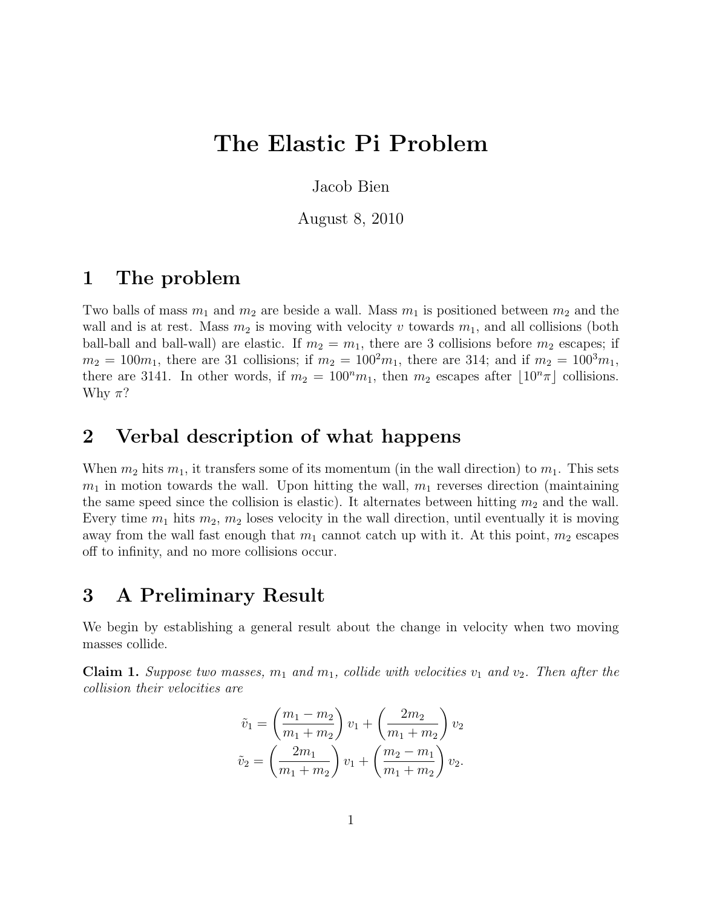# The Elastic Pi Problem

Jacob Bien

August 8, 2010

## 1 The problem

Two balls of mass $m_1$ and $m_2$ are beside a wall. Mass $m_1$ is positioned between $m_2$ and the wall and is at rest. Mass $m_2$ is moving with velocity $v$ towards $m_1$, and all collisions (both ball-ball and ball-wall) are elastic. If $m_2 = m_1$, there are 3 collisions before $m_2$ escapes; if $m_2 = 100m_1$, there are 31 collisions; if $m_2 = 100^2 m_1$, there are 314; and if $m_2 = 100^3 m_1$, there are 3141. In other words, if $m_2 = 100^n m_1$, then $m_2$ escapes after $\lfloor 10^n \pi \rfloor$ collisions. Why $\pi$?

## 2 Verbal description of what happens

When $m_2$ hits $m_1$, it transfers some of its momentum (in the wall direction) to $m_1$. This sets $m_1$ in motion towards the wall. Upon hitting the wall, $m_1$ reverses direction (maintaining the same speed since the collision is elastic). It alternates between hitting $m_2$ and the wall. Every time $m_1$ hits $m_2$, $m_2$ loses velocity in the wall direction, until eventually it is moving away from the wall fast enough that $m_1$ cannot catch up with it. At this point, $m_2$ escapes off to infinity, and no more collisions occur.

## 3 A Preliminary Result

We begin by establishing a general result about the change in velocity when two moving masses collide.

**Claim 1.** *Suppose two masses, $m_1$ and $m_1$, collide with velocities $v_1$ and $v_2$. Then after the collision their velocities are*

$$\tilde{v}_1 = \left(\frac{m_1 - m_2}{m_1 + m_2}\right) v_1 + \left(\frac{2m_2}{m_1 + m_2}\right) v_2$$

$$\tilde{v}_2 = \left(\frac{2m_1}{m_1 + m_2}\right) v_1 + \left(\frac{m_2 - m_1}{m_1 + m_2}\right) v_2.$$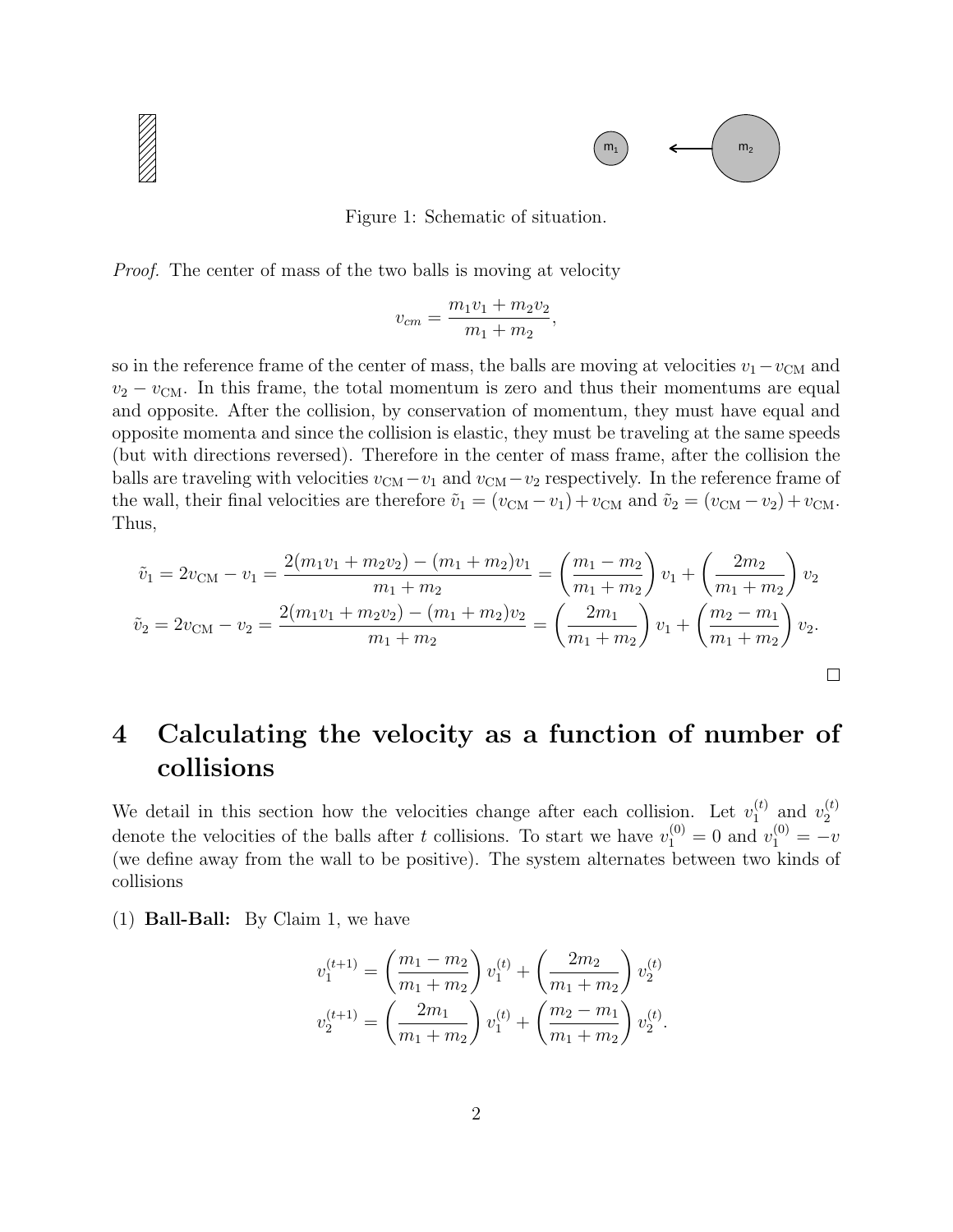Figure 1: Schematic of situation.

*Proof.* The center of mass of the two balls is moving at velocity

$$v_{cm} = \frac{m_1 v_1 + m_2 v_2}{m_1 + m_2},$$

so in the reference frame of the center of mass, the balls are moving at velocities $v_1 - v_{\text{CM}}$ and $v_2 - v_{\text{CM}}$. In this frame, the total momentum is zero and thus their momentums are equal and opposite. After the collision, by conservation of momentum, they must have equal and opposite momenta and since the collision is elastic, they must be traveling at the same speeds (but with directions reversed). Therefore in the center of mass frame, after the collision the balls are traveling with velocities $v_{\text{CM}} - v_1$ and $v_{\text{CM}} - v_2$ respectively. In the reference frame of the wall, their final velocities are therefore $\tilde{v}_1 = (v_{\text{CM}} - v_1) + v_{\text{CM}}$ and $\tilde{v}_2 = (v_{\text{CM}} - v_2) + v_{\text{CM}}$. Thus,

$$\tilde{v}_1 = 2v_{\text{CM}} - v_1 = \frac{2(m_1 v_1 + m_2 v_2) - (m_1 + m_2)v_1}{m_1 + m_2} = \left(\frac{m_1 - m_2}{m_1 + m_2}\right) v_1 + \left(\frac{2m_2}{m_1 + m_2}\right) v_2$$
$$\tilde{v}_2 = 2v_{\text{CM}} - v_2 = \frac{2(m_1 v_1 + m_2 v_2) - (m_1 + m_2)v_2}{m_1 + m_2} = \left(\frac{2m_1}{m_1 + m_2}\right) v_1 + \left(\frac{m_2 - m_1}{m_1 + m_2}\right) v_2.$$

□

# 4 Calculating the velocity as a function of number of collisions

We detail in this section how the velocities change after each collision. Let $v_1^{(t)}$ and $v_2^{(t)}$ denote the velocities of the balls after $t$ collisions. To start we have $v_1^{(0)} = 0$ and $v_1^{(0)} = -v$ (we define away from the wall to be positive). The system alternates between two kinds of collisions

(1) **Ball-Ball:** By Claim 1, we have

$$v_1^{(t+1)} = \left(\frac{m_1 - m_2}{m_1 + m_2}\right) v_1^{(t)} + \left(\frac{2m_2}{m_1 + m_2}\right) v_2^{(t)}$$
$$v_2^{(t+1)} = \left(\frac{2m_1}{m_1 + m_2}\right) v_1^{(t)} + \left(\frac{m_2 - m_1}{m_1 + m_2}\right) v_2^{(t)}.$$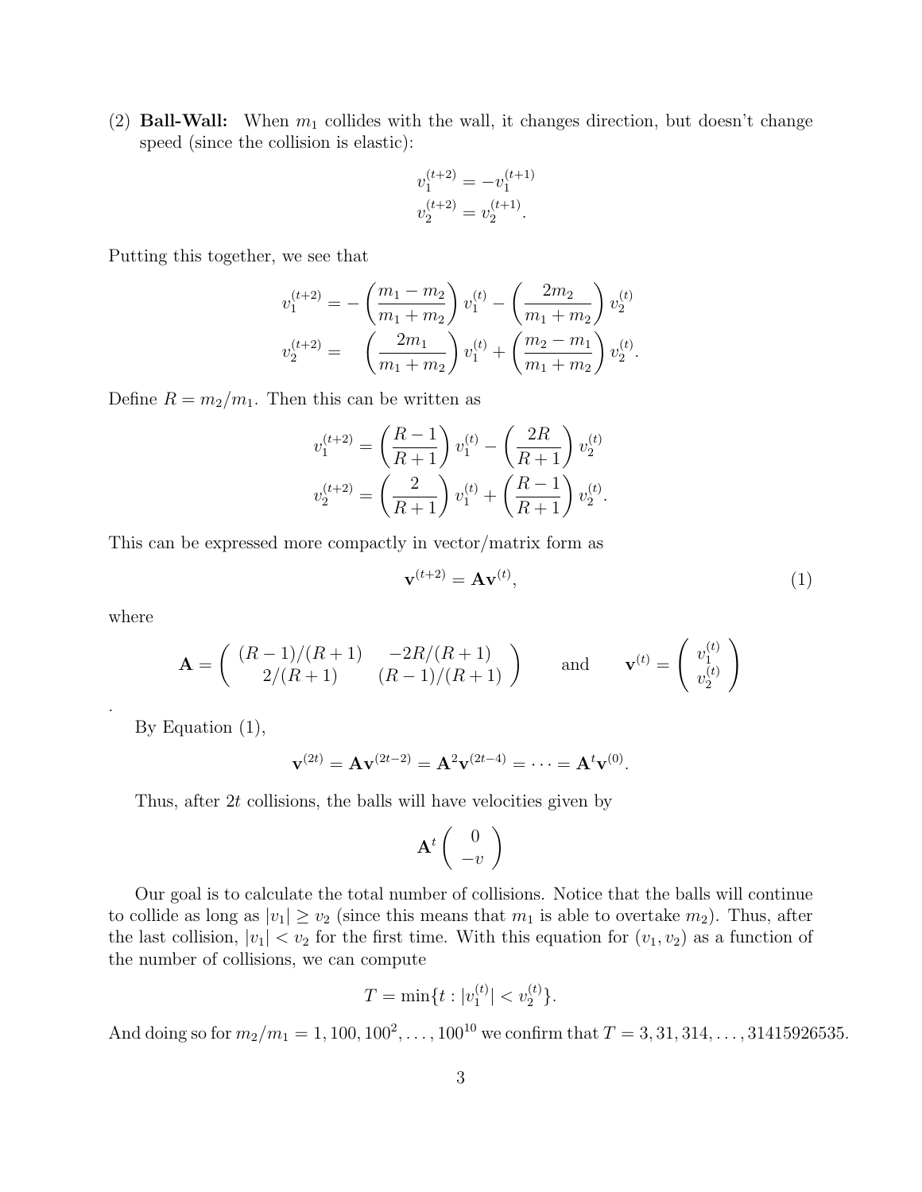(2) **Ball-Wall:** When $m_1$ collides with the wall, it changes direction, but doesn't change speed (since the collision is elastic):

$$
\begin{aligned}
v_1^{(t+2)} &= -v_1^{(t+1)} \\
v_2^{(t+2)} &= v_2^{(t+1)}.
\end{aligned}
$$

Putting this together, we see that

$$
\begin{aligned}
v_1^{(t+2)} &= -\left(\frac{m_1 - m_2}{m_1 + m_2}\right) v_1^{(t)} - \left(\frac{2m_2}{m_1 + m_2}\right) v_2^{(t)} \\
v_2^{(t+2)} &= \quad \left(\frac{2m_1}{m_1 + m_2}\right) v_1^{(t)} + \left(\frac{m_2 - m_1}{m_1 + m_2}\right) v_2^{(t)}.
\end{aligned}
$$

Define $R = m_2/m_1$. Then this can be written as

$$
\begin{aligned}
v_1^{(t+2)} &= \left(\frac{R-1}{R+1}\right) v_1^{(t)} - \left(\frac{2R}{R+1}\right) v_2^{(t)} \\
v_2^{(t+2)} &= \left(\frac{2}{R+1}\right) v_1^{(t)} + \left(\frac{R-1}{R+1}\right) v_2^{(t)}.
\end{aligned}
$$

This can be expressed more compactly in vector/matrix form as

$$
\mathbf{v}^{(t+2)} = \mathbf{A}\mathbf{v}^{(t)}, \tag{1}
$$

where

$$
\mathbf{A} = \begin{pmatrix} (R-1)/(R+1) & -2R/(R+1) \\ 2/(R+1) & (R-1)/(R+1) \end{pmatrix} \qquad \text{and} \qquad \mathbf{v}^{(t)} = \begin{pmatrix} v_1^{(t)} \\ v_2^{(t)} \end{pmatrix}
$$

.

By Equation (1),

$$
\mathbf{v}^{(2t)} = \mathbf{A}\mathbf{v}^{(2t-2)} = \mathbf{A}^2\mathbf{v}^{(2t-4)} = \cdots = \mathbf{A}^t\mathbf{v}^{(0)}.
$$

Thus, after $2t$ collisions, the balls will have velocities given by

$$
\mathbf{A}^t \begin{pmatrix} 0 \\ -v \end{pmatrix}
$$

Our goal is to calculate the total number of collisions. Notice that the balls will continue to collide as long as $|v_1| \geq v_2$ (since this means that $m_1$ is able to overtake $m_2$). Thus, after the last collision, $|v_1| < v_2$ for the first time. With this equation for $(v_1, v_2)$ as a function of the number of collisions, we can compute

$$
T = \min\{t : |v_1^{(t)}| < v_2^{(t)}\}.
$$

And doing so for $m_2/m_1 = 1, 100, 100^2, \ldots, 100^{10}$ we confirm that $T = 3, 31, 314, \ldots, 31415926535$.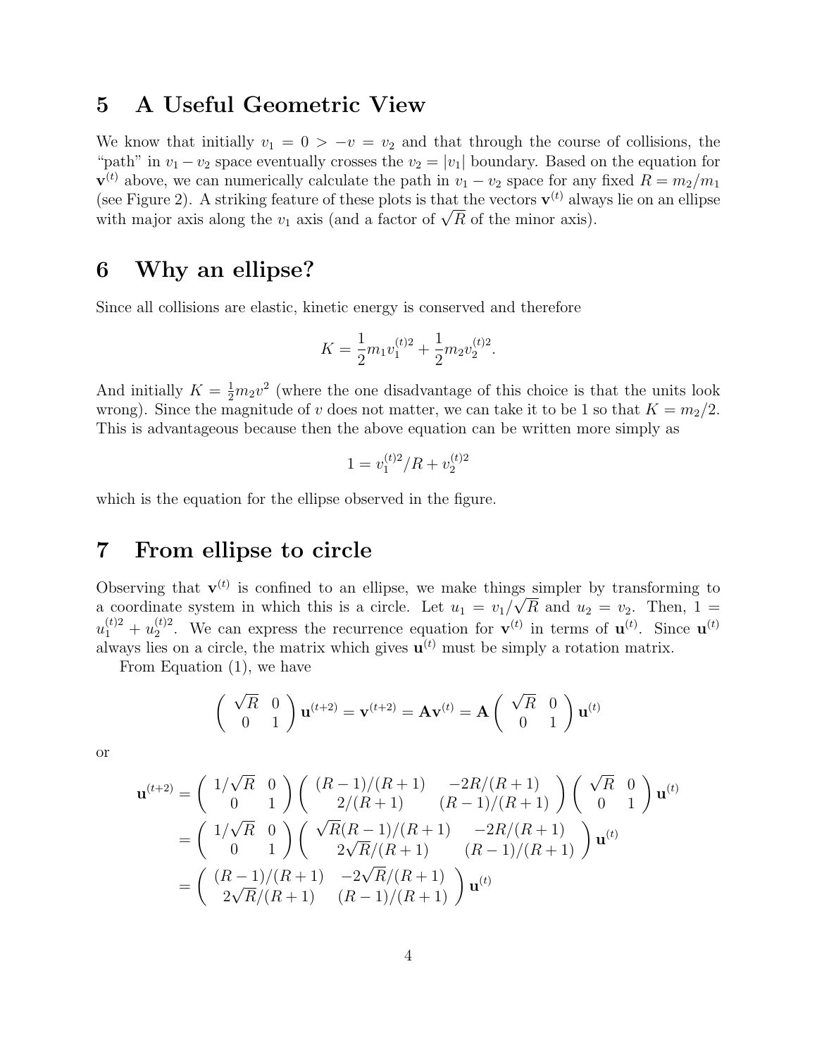## 5 A Useful Geometric View

We know that initially $v_1 = 0 > -v = v_2$ and that through the course of collisions, the "path" in $v_1 - v_2$ space eventually crosses the $v_2 = |v_1|$ boundary. Based on the equation for $\mathbf{v}^{(t)}$ above, we can numerically calculate the path in $v_1 - v_2$ space for any fixed $R = m_2/m_1$ (see Figure 2). A striking feature of these plots is that the vectors $\mathbf{v}^{(t)}$ always lie on an ellipse with major axis along the $v_1$ axis (and a factor of $\sqrt{R}$ of the minor axis).

## 6 Why an ellipse?

Since all collisions are elastic, kinetic energy is conserved and therefore

$$K = \frac{1}{2}m_1 v_1^{(t)2} + \frac{1}{2}m_2 v_2^{(t)2}.$$

And initially $K = \frac{1}{2}m_2 v^2$ (where the one disadvantage of this choice is that the units look wrong). Since the magnitude of $v$ does not matter, we can take it to be 1 so that $K = m_2/2$. This is advantageous because then the above equation can be written more simply as

$$1 = v_1^{(t)2}/R + v_2^{(t)2}$$

which is the equation for the ellipse observed in the figure.

## 7 From ellipse to circle

Observing that $\mathbf{v}^{(t)}$ is confined to an ellipse, we make things simpler by transforming to a coordinate system in which this is a circle. Let $u_1 = v_1/\sqrt{R}$ and $u_2 = v_2$. Then, $1 = u_1^{(t)2} + u_2^{(t)2}$. We can express the recurrence equation for $\mathbf{v}^{(t)}$ in terms of $\mathbf{u}^{(t)}$. Since $\mathbf{u}^{(t)}$ always lies on a circle, the matrix which gives $\mathbf{u}^{(t)}$ must be simply a rotation matrix.

From Equation (1), we have

$$\begin{pmatrix} \sqrt{R} & 0 \\ 0 & 1 \end{pmatrix} \mathbf{u}^{(t+2)} = \mathbf{v}^{(t+2)} = \mathbf{A}\mathbf{v}^{(t)} = \mathbf{A} \begin{pmatrix} \sqrt{R} & 0 \\ 0 & 1 \end{pmatrix} \mathbf{u}^{(t)}$$

or

$$\begin{aligned}
\mathbf{u}^{(t+2)} &= \begin{pmatrix} 1/\sqrt{R} & 0 \\ 0 & 1 \end{pmatrix} \begin{pmatrix} (R-1)/(R+1) & -2R/(R+1) \\ 2/(R+1) & (R-1)/(R+1) \end{pmatrix} \begin{pmatrix} \sqrt{R} & 0 \\ 0 & 1 \end{pmatrix} \mathbf{u}^{(t)} \\
&= \begin{pmatrix} 1/\sqrt{R} & 0 \\ 0 & 1 \end{pmatrix} \begin{pmatrix} \sqrt{R}(R-1)/(R+1) & -2R/(R+1) \\ 2\sqrt{R}/(R+1) & (R-1)/(R+1) \end{pmatrix} \mathbf{u}^{(t)} \\
&= \begin{pmatrix} (R-1)/(R+1) & -2\sqrt{R}/(R+1) \\ 2\sqrt{R}/(R+1) & (R-1)/(R+1) \end{pmatrix} \mathbf{u}^{(t)}
\end{aligned}$$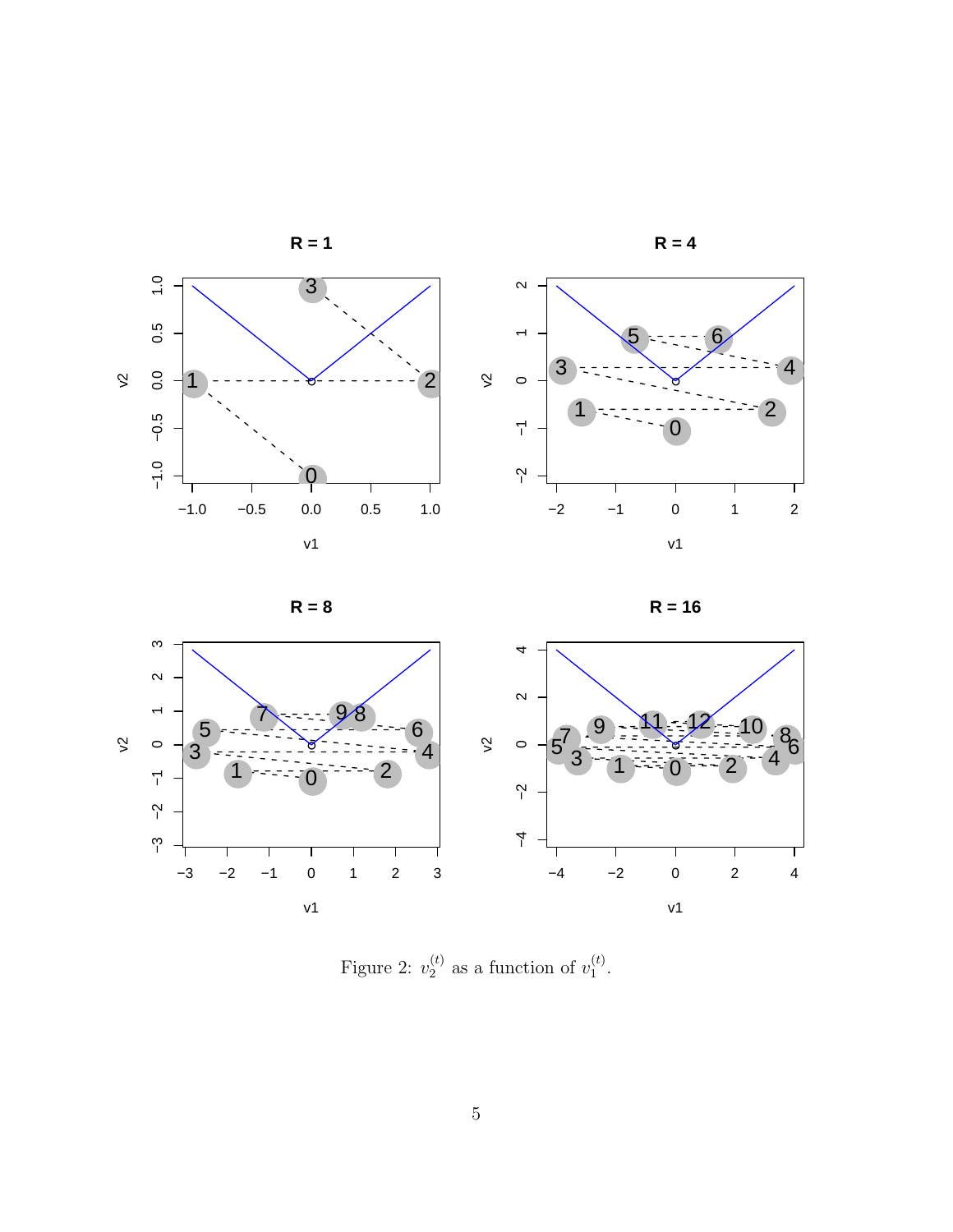Figure 2: $v_2^{(t)}$ as a function of $v_1^{(t)}$.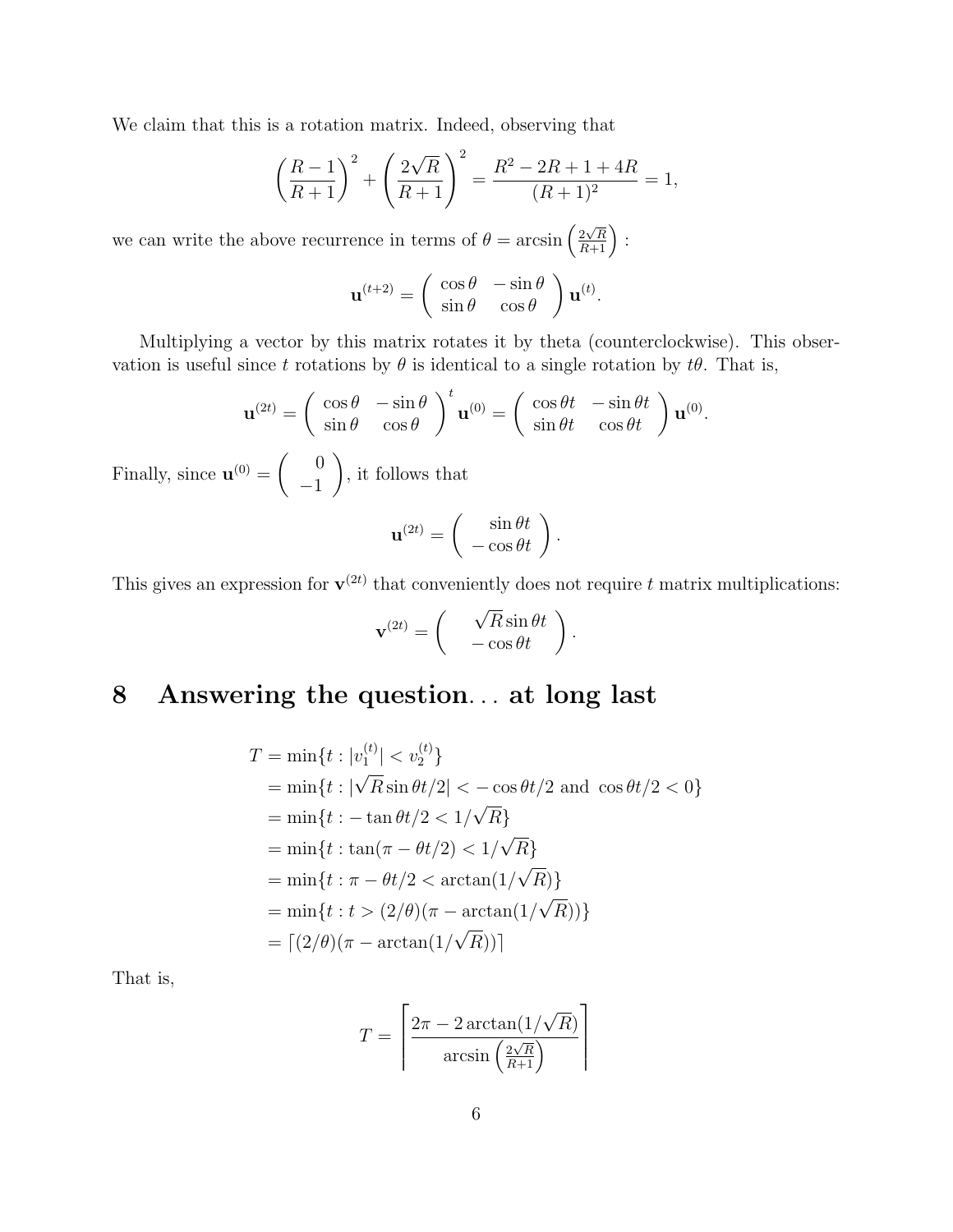We claim that this is a rotation matrix. Indeed, observing that

$$\left(\frac{R-1}{R+1}\right)^2 + \left(\frac{2\sqrt{R}}{R+1}\right)^2 = \frac{R^2 - 2R + 1 + 4R}{(R+1)^2} = 1,$$

we can write the above recurrence in terms of $\theta = \arcsin\left(\frac{2\sqrt{R}}{R+1}\right)$ :

$$\mathbf{u}^{(t+2)} = \begin{pmatrix} \cos\theta & -\sin\theta \\ \sin\theta & \cos\theta \end{pmatrix} \mathbf{u}^{(t)}.$$

Multiplying a vector by this matrix rotates it by theta (counterclockwise). This observation is useful since $t$ rotations by $\theta$ is identical to a single rotation by $t\theta$. That is,

$$\mathbf{u}^{(2t)} = \begin{pmatrix} \cos\theta & -\sin\theta \\ \sin\theta & \cos\theta \end{pmatrix}^t \mathbf{u}^{(0)} = \begin{pmatrix} \cos\theta t & -\sin\theta t \\ \sin\theta t & \cos\theta t \end{pmatrix} \mathbf{u}^{(0)}.$$

Finally, since $\mathbf{u}^{(0)} = \begin{pmatrix} 0 \\ -1 \end{pmatrix}$, it follows that

$$\mathbf{u}^{(2t)} = \begin{pmatrix} \sin\theta t \\ -\cos\theta t \end{pmatrix}.$$

This gives an expression for $\mathbf{v}^{(2t)}$ that conveniently does not require $t$ matrix multiplications:

$$\mathbf{v}^{(2t)} = \begin{pmatrix} \sqrt{R}\sin\theta t \\ -\cos\theta t \end{pmatrix}.$$

## 8 Answering the question... at long last

$$\begin{aligned}
T &= \min\{t : |v_1^{(t)}| < v_2^{(t)}\} \\
&= \min\{t : |\sqrt{R}\sin\theta t/2| < -\cos\theta t/2 \text{ and } \cos\theta t/2 < 0\} \\
&= \min\{t : -\tan\theta t/2 < 1/\sqrt{R}\} \\
&= \min\{t : \tan(\pi - \theta t/2) < 1/\sqrt{R}\} \\
&= \min\{t : \pi - \theta t/2 < \arctan(1/\sqrt{R})\} \\
&= \min\{t : t > (2/\theta)(\pi - \arctan(1/\sqrt{R}))\} \\
&= \lceil (2/\theta)(\pi - \arctan(1/\sqrt{R})) \rceil
\end{aligned}$$

That is,

$$T = \left\lceil \frac{2\pi - 2\arctan(1/\sqrt{R})}{\arcsin\left(\frac{2\sqrt{R}}{R+1}\right)} \right\rceil$$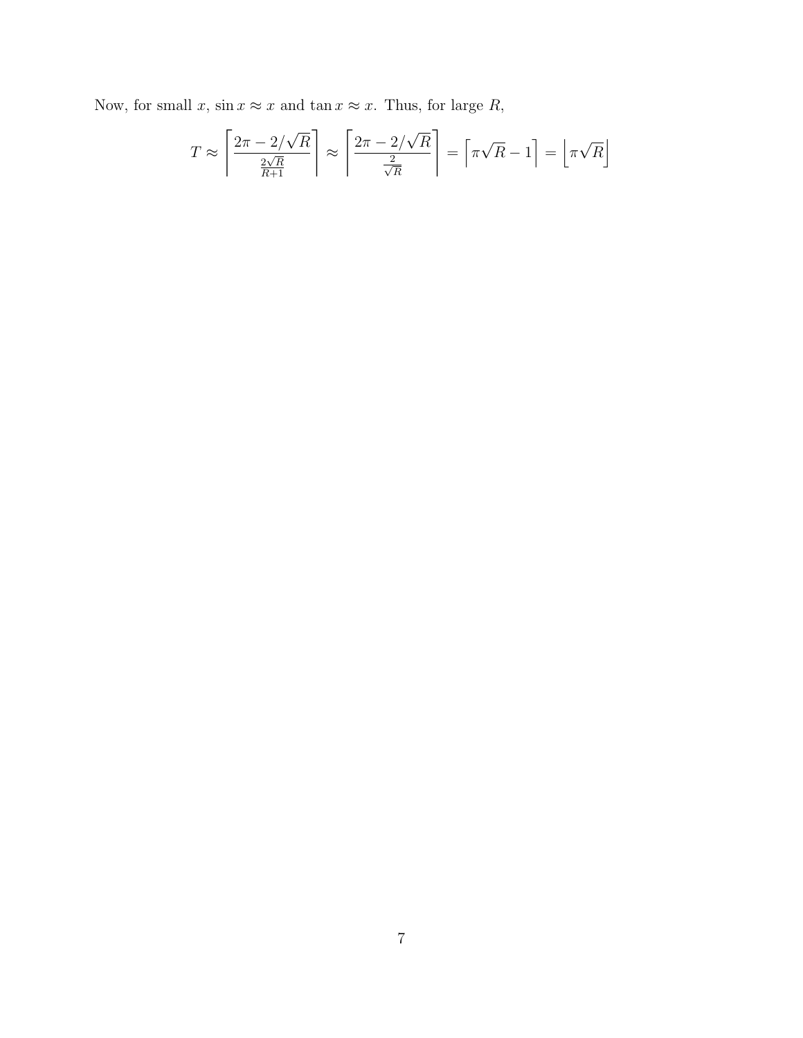Now, for small $x$, $\sin x \approx x$ and $\tan x \approx x$. Thus, for large $R$,

$$T \approx \left\lceil \frac{2\pi - 2/\sqrt{R}}{\frac{2\sqrt{R}}{R+1}} \right\rceil \approx \left\lceil \frac{2\pi - 2/\sqrt{R}}{\frac{2}{\sqrt{R}}} \right\rceil = \left\lceil \pi\sqrt{R} - 1 \right\rceil = \left\lfloor \pi\sqrt{R} \right\rfloor$$